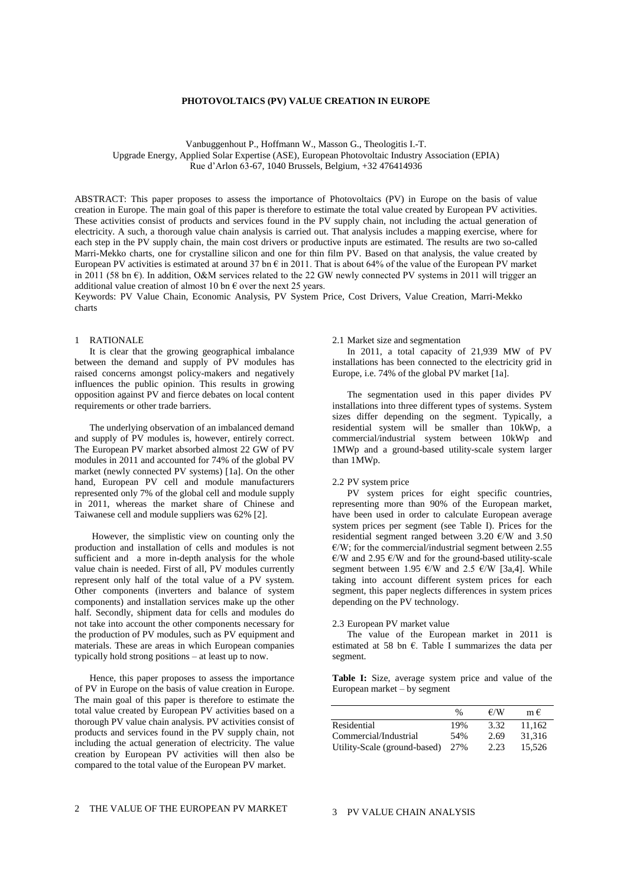# PHOTOVOLTAICS (PV) VALUE CREATION IN EUROPE

Vanbuggenhout P., Hoffmann W., Masson G., Theologitis I.-T.
Upgrade Energy, Applied Solar Expertise (ASE), European Photovoltaic Industry Association (EPIA)
Rue d'Arlon 63-67, 1040 Brussels, Belgium, +32 476414936

ABSTRACT: This paper proposes to assess the importance of Photovoltaics (PV) in Europe on the basis of value creation in Europe. The main goal of this paper is therefore to estimate the total value created by European PV activities. These activities consist of products and services found in the PV supply chain, not including the actual generation of electricity. A such, a thorough value chain analysis is carried out. That analysis includes a mapping exercise, where for each step in the PV supply chain, the main cost drivers or productive inputs are estimated. The results are two so-called Marri-Mekko charts, one for crystalline silicon and one for thin film PV. Based on that analysis, the value created by European PV activities is estimated at around 37 bn € in 2011. That is about 64% of the value of the European PV market in 2011 (58 bn €). In addition, O&M services related to the 22 GW newly connected PV systems in 2011 will trigger an additional value creation of almost 10 bn € over the next 25 years.

Keywords: PV Value Chain, Economic Analysis, PV System Price, Cost Drivers, Value Creation, Marri-Mekko charts

## 1 RATIONALE

It is clear that the growing geographical imbalance between the demand and supply of PV modules has raised concerns amongst policy-makers and negatively influences the public opinion. This results in growing opposition against PV and fierce debates on local content requirements or other trade barriers.

The underlying observation of an imbalanced demand and supply of PV modules is, however, entirely correct. The European PV market absorbed almost 22 GW of PV modules in 2011 and accounted for 74% of the global PV market (newly connected PV systems) [1a]. On the other hand, European PV cell and module manufacturers represented only 7% of the global cell and module supply in 2011, whereas the market share of Chinese and Taiwanese cell and module suppliers was 62% [2].

However, the simplistic view on counting only the production and installation of cells and modules is not sufficient and a more in-depth analysis for the whole value chain is needed. First of all, PV modules currently represent only half of the total value of a PV system. Other components (inverters and balance of system components) and installation services make up the other half. Secondly, shipment data for cells and modules do not take into account the other components necessary for the production of PV modules, such as PV equipment and materials. These are areas in which European companies typically hold strong positions – at least up to now.

Hence, this paper proposes to assess the importance of PV in Europe on the basis of value creation in Europe. The main goal of this paper is therefore to estimate the total value created by European PV activities based on a thorough PV value chain analysis. PV activities consist of products and services found in the PV supply chain, not including the actual generation of electricity. The value creation by European PV activities will then also be compared to the total value of the European PV market.

## 2 THE VALUE OF THE EUROPEAN PV MARKET

### 2.1 Market size and segmentation

In 2011, a total capacity of 21,939 MW of PV installations has been connected to the electricity grid in Europe, i.e. 74% of the global PV market [1a].

The segmentation used in this paper divides PV installations into three different types of systems. System sizes differ depending on the segment. Typically, a residential system will be smaller than 10kWp, a commercial/industrial system between 10kWp and 1MWp and a ground-based utility-scale system larger than 1MWp.

### 2.2 PV system price

PV system prices for eight specific countries, representing more than 90% of the European market, have been used in order to calculate European average system prices per segment (see Table I). Prices for the residential segment ranged between 3.20 €/W and 3.50 €/W; for the commercial/industrial segment between 2.55 €/W and 2.95 €/W and for the ground-based utility-scale segment between 1.95 €/W and 2.5 €/W [3a,4]. While taking into account different system prices for each segment, this paper neglects differences in system prices depending on the PV technology.

### 2.3 European PV market value

The value of the European market in 2011 is estimated at 58 bn €. Table I summarizes the data per segment.

**Table I:** Size, average system price and value of the European market – by segment

| | % | €/W | m € |
|---|---|---|---|
| Residential | 19% | 3.32 | 11,162 |
| Commercial/Industrial | 54% | 2.69 | 31,316 |
| Utility-Scale (ground-based) | 27% | 2.23 | 15,526 |

## 3 PV VALUE CHAIN ANALYSIS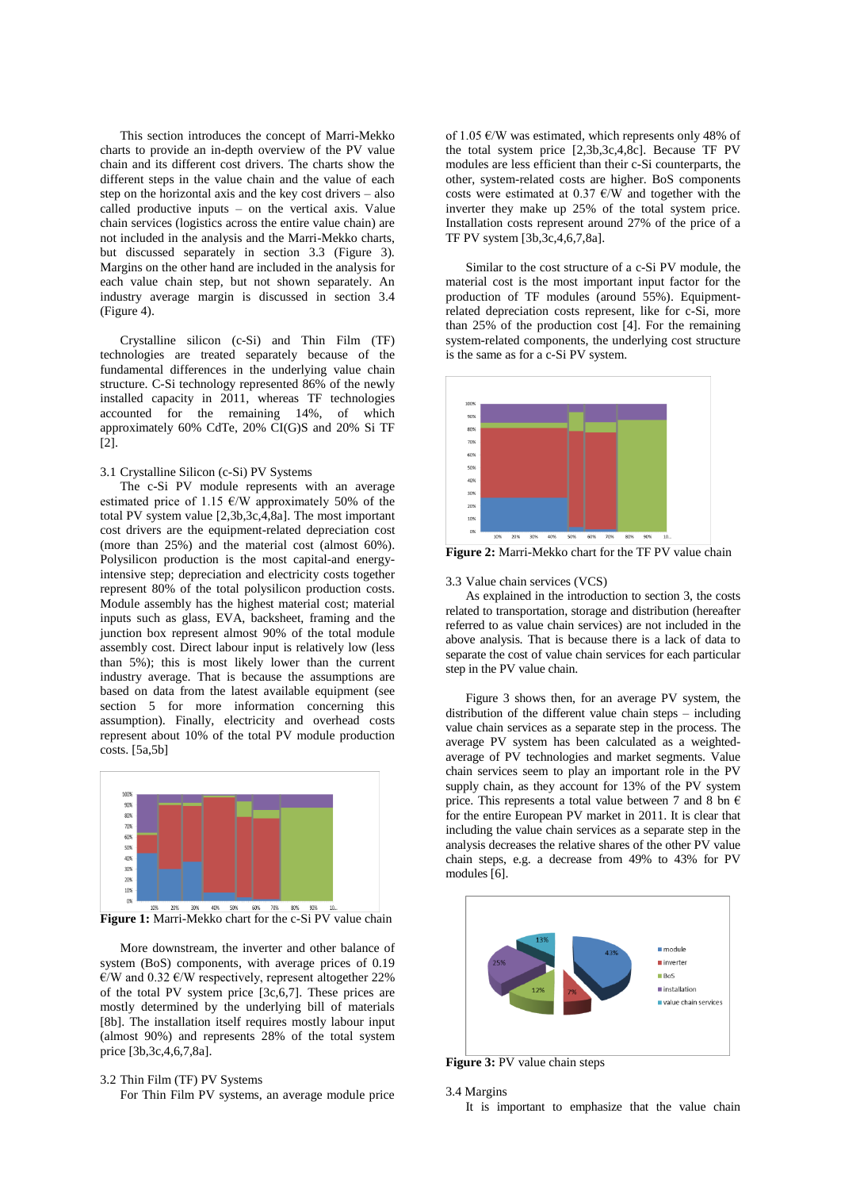This section introduces the concept of Marri-Mekko charts to provide an in-depth overview of the PV value chain and its different cost drivers. The charts show the different steps in the value chain and the value of each step on the horizontal axis and the key cost drivers – also called productive inputs – on the vertical axis. Value chain services (logistics across the entire value chain) are not included in the analysis and the Marri-Mekko charts, but discussed separately in section 3.3 (Figure 3). Margins on the other hand are included in the analysis for each value chain step, but not shown separately. An industry average margin is discussed in section 3.4 (Figure 4).

Crystalline silicon (c-Si) and Thin Film (TF) technologies are treated separately because of the fundamental differences in the underlying value chain structure. C-Si technology represented 86% of the newly installed capacity in 2011, whereas TF technologies accounted for the remaining 14%, of which approximately 60% CdTe, 20% CI(G)S and 20% Si TF [2].

### 3.1 Crystalline Silicon (c-Si) PV Systems

The c-Si PV module represents with an average estimated price of 1.15 €/W approximately 50% of the total PV system value [2,3b,3c,4,8a]. The most important cost drivers are the equipment-related depreciation cost (more than 25%) and the material cost (almost 60%). Polysilicon production is the most capital-and energy-intensive step; depreciation and electricity costs together represent 80% of the total polysilicon production costs. Module assembly has the highest material cost; material inputs such as glass, EVA, backsheet, framing and the junction box represent almost 90% of the total module assembly cost. Direct labour input is relatively low (less than 5%); this is most likely lower than the current industry average. That is because the assumptions are based on data from the latest available equipment (see section 5 for more information concerning this assumption). Finally, electricity and overhead costs represent about 10% of the total PV module production costs. [5a,5b]

**Figure 1:** Marri-Mekko chart for the c-Si PV value chain

More downstream, the inverter and other balance of system (BoS) components, with average prices of 0.19 €/W and 0.32 €/W respectively, represent altogether 22% of the total PV system price [3c,6,7]. These prices are mostly determined by the underlying bill of materials [8b]. The installation itself requires mostly labour input (almost 90%) and represents 28% of the total system price [3b,3c,4,6,7,8a].

### 3.2 Thin Film (TF) PV Systems

For Thin Film PV systems, an average module price of 1.05 €/W was estimated, which represents only 48% of the total system price [2,3b,3c,4,8c]. Because TF PV modules are less efficient than their c-Si counterparts, the other, system-related costs are higher. BoS components costs were estimated at 0.37 €/W and together with the inverter they make up 25% of the total system price. Installation costs represent around 27% of the price of a TF PV system [3b,3c,4,6,7,8a].

Similar to the cost structure of a c-Si PV module, the material cost is the most important input factor for the production of TF modules (around 55%). Equipment-related depreciation costs represent, like for c-Si, more than 25% of the production cost [4]. For the remaining system-related components, the underlying cost structure is the same as for a c-Si PV system.

**Figure 2:** Marri-Mekko chart for the TF PV value chain

### 3.3 Value chain services (VCS)

As explained in the introduction to section 3, the costs related to transportation, storage and distribution (hereafter referred to as value chain services) are not included in the above analysis. That is because there is a lack of data to separate the cost of value chain services for each particular step in the PV value chain.

Figure 3 shows then, for an average PV system, the distribution of the different value chain steps – including value chain services as a separate step in the process. The average PV system has been calculated as a weighted-average of PV technologies and market segments. Value chain services seem to play an important role in the PV supply chain, as they account for 13% of the PV system price. This represents a total value between 7 and 8 bn € for the entire European PV market in 2011. It is clear that including the value chain services as a separate step in the analysis decreases the relative shares of the other PV value chain steps, e.g. a decrease from 49% to 43% for PV modules [6].

**Figure 3:** PV value chain steps

### 3.4 Margins

It is important to emphasize that the value chain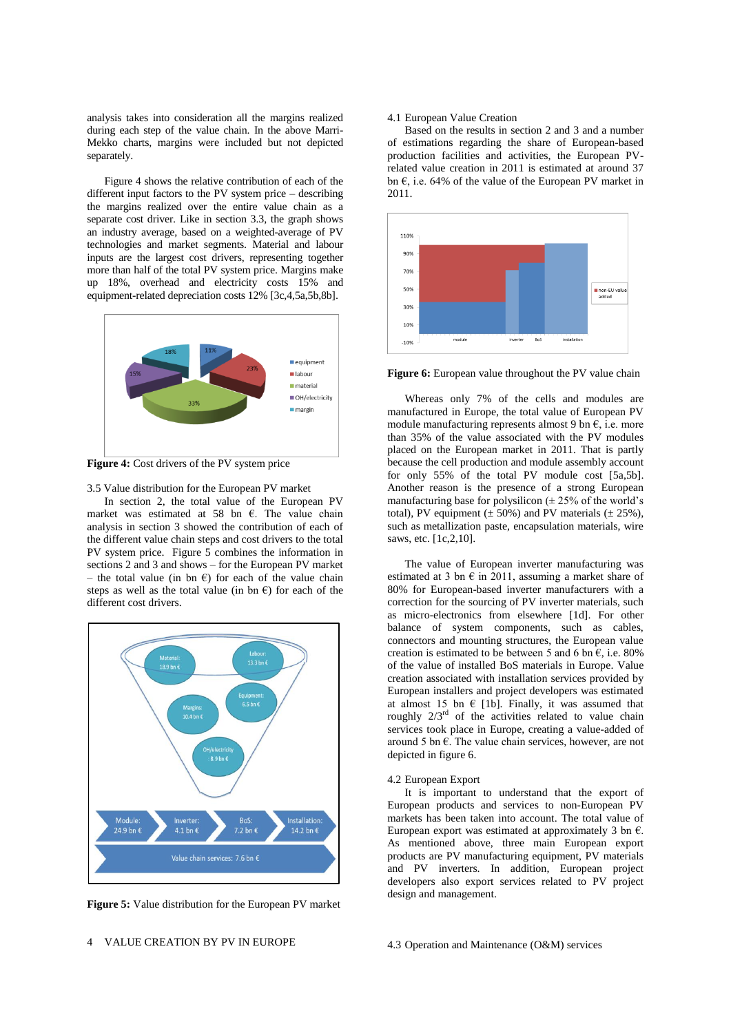analysis takes into consideration all the margins realized during each step of the value chain. In the above Marri-Mekko charts, margins were included but not depicted separately.

Figure 4 shows the relative contribution of each of the different input factors to the PV system price – describing the margins realized over the entire value chain as a separate cost driver. Like in section 3.3, the graph shows an industry average, based on a weighted-average of PV technologies and market segments. Material and labour inputs are the largest cost drivers, representing together more than half of the total PV system price. Margins make up 18%, overhead and electricity costs 15% and equipment-related depreciation costs 12% [3c,4,5a,5b,8b].

**Figure 4:** Cost drivers of the PV system price

3.5 Value distribution for the European PV market

In section 2, the total value of the European PV market was estimated at 58 bn €. The value chain analysis in section 3 showed the contribution of each of the different value chain steps and cost drivers to the total PV system price. Figure 5 combines the information in sections 2 and 3 and shows – for the European PV market – the total value (in bn €) for each of the value chain steps as well as the total value (in bn €) for each of the different cost drivers.

**Figure 5:** Value distribution for the European PV market

## 4 VALUE CREATION BY PV IN EUROPE

4.1 European Value Creation

Based on the results in section 2 and 3 and a number of estimations regarding the share of European-based production facilities and activities, the European PV-related value creation in 2011 is estimated at around 37 bn €, i.e. 64% of the value of the European PV market in 2011.

**Figure 6:** European value throughout the PV value chain

Whereas only 7% of the cells and modules are manufactured in Europe, the total value of European PV module manufacturing represents almost 9 bn €, i.e. more than 35% of the value associated with the PV modules placed on the European market in 2011. That is partly because the cell production and module assembly account for only 55% of the total PV module cost [5a,5b]. Another reason is the presence of a strong European manufacturing base for polysilicon (± 25% of the world's total), PV equipment (± 50%) and PV materials (± 25%), such as metallization paste, encapsulation materials, wire saws, etc. [1c,2,10].

The value of European inverter manufacturing was estimated at 3 bn € in 2011, assuming a market share of 80% for European-based inverter manufacturers with a correction for the sourcing of PV inverter materials, such as micro-electronics from elsewhere [1d]. For other balance of system components, such as cables, connectors and mounting structures, the European value creation is estimated to be between 5 and 6 bn €, i.e. 80% of the value of installed BoS materials in Europe. Value creation associated with installation services provided by European installers and project developers was estimated at almost 15 bn € [1b]. Finally, it was assumed that roughly 2/3[rd] of the activities related to value chain services took place in Europe, creating a value-added of around 5 bn €. The value chain services, however, are not depicted in figure 6.

4.2 European Export

It is important to understand that the export of European products and services to non-European PV markets has been taken into account. The total value of European export was estimated at approximately 3 bn €. As mentioned above, three main European export products are PV manufacturing equipment, PV materials and PV inverters. In addition, European project developers also export services related to PV project design and management.

4.3 Operation and Maintenance (O&M) services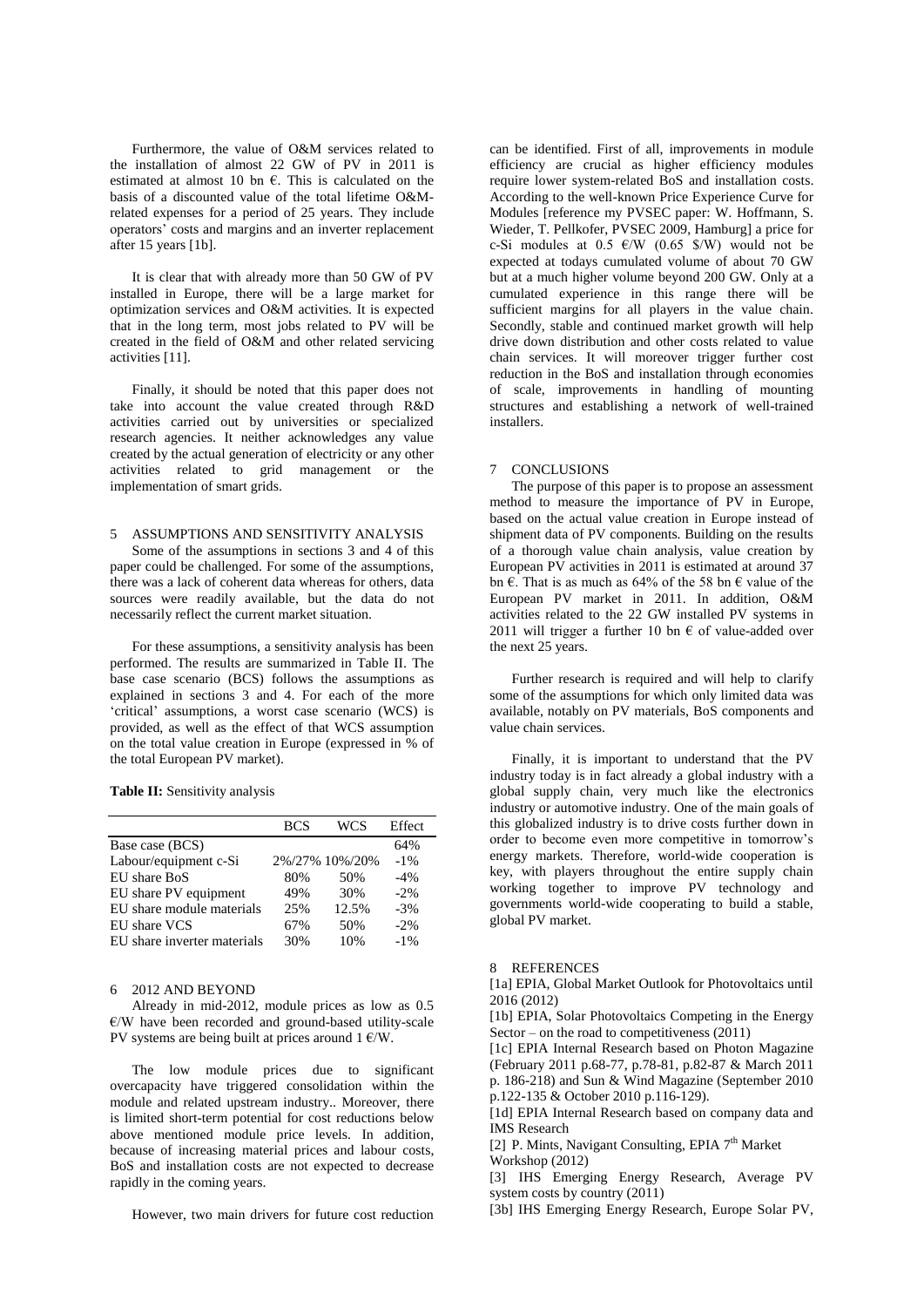Furthermore, the value of O&M services related to the installation of almost 22 GW of PV in 2011 is estimated at almost 10 bn €. This is calculated on the basis of a discounted value of the total lifetime O&M-related expenses for a period of 25 years. They include operators' costs and margins and an inverter replacement after 15 years [1b].

It is clear that with already more than 50 GW of PV installed in Europe, there will be a large market for optimization services and O&M activities. It is expected that in the long term, most jobs related to PV will be created in the field of O&M and other related servicing activities [11].

Finally, it should be noted that this paper does not take into account the value created through R&D activities carried out by universities or specialized research agencies. It neither acknowledges any value created by the actual generation of electricity or any other activities related to grid management or the implementation of smart grids.

## 5 ASSUMPTIONS AND SENSITIVITY ANALYSIS

Some of the assumptions in sections 3 and 4 of this paper could be challenged. For some of the assumptions, there was a lack of coherent data whereas for others, data sources were readily available, but the data do not necessarily reflect the current market situation.

For these assumptions, a sensitivity analysis has been performed. The results are summarized in Table II. The base case scenario (BCS) follows the assumptions as explained in sections 3 and 4. For each of the more 'critical' assumptions, a worst case scenario (WCS) is provided, as well as the effect of that WCS assumption on the total value creation in Europe (expressed in % of the total European PV market).

**Table II:** Sensitivity analysis

| | BCS | WCS | Effect |
|---|---|---|---|
| Base case (BCS) | | | 64% |
| Labour/equipment c-Si | 2%/27% | 10%/20% | -1% |
| EU share BoS | 80% | 50% | -4% |
| EU share PV equipment | 49% | 30% | -2% |
| EU share module materials | 25% | 12.5% | -3% |
| EU share VCS | 67% | 50% | -2% |
| EU share inverter materials | 30% | 10% | -1% |

## 6 2012 AND BEYOND

Already in mid-2012, module prices as low as 0.5 €/W have been recorded and ground-based utility-scale PV systems are being built at prices around 1 €/W.

The low module prices due to significant overcapacity have triggered consolidation within the module and related upstream industry.. Moreover, there is limited short-term potential for cost reductions below above mentioned module price levels. In addition, because of increasing material prices and labour costs, BoS and installation costs are not expected to decrease rapidly in the coming years.

However, two main drivers for future cost reduction can be identified. First of all, improvements in module efficiency are crucial as higher efficiency modules require lower system-related BoS and installation costs. According to the well-known Price Experience Curve for Modules [reference my PVSEC paper: W. Hoffmann, S. Wieder, T. Pellkofer, PVSEC 2009, Hamburg] a price for c-Si modules at 0.5 €/W (0.65 $/W) would not be expected at todays cumulated volume of about 70 GW but at a much higher volume beyond 200 GW. Only at a cumulated experience in this range there will be sufficient margins for all players in the value chain. Secondly, stable and continued market growth will help drive down distribution and other costs related to value chain services. It will moreover trigger further cost reduction in the BoS and installation through economies of scale, improvements in handling of mounting structures and establishing a network of well-trained installers.

## 7 CONCLUSIONS

The purpose of this paper is to propose an assessment method to measure the importance of PV in Europe, based on the actual value creation in Europe instead of shipment data of PV components. Building on the results of a thorough value chain analysis, value creation by European PV activities in 2011 is estimated at around 37 bn €. That is as much as 64% of the 58 bn € value of the European PV market in 2011. In addition, O&M activities related to the 22 GW installed PV systems in 2011 will trigger a further 10 bn € of value-added over the next 25 years.

Further research is required and will help to clarify some of the assumptions for which only limited data was available, notably on PV materials, BoS components and value chain services.

Finally, it is important to understand that the PV industry today is in fact already a global industry with a global supply chain, very much like the electronics industry or automotive industry. One of the main goals of this globalized industry is to drive costs further down in order to become even more competitive in tomorrow's energy markets. Therefore, world-wide cooperation is key, with players throughout the entire supply chain working together to improve PV technology and governments world-wide cooperating to build a stable, global PV market.

## 8 REFERENCES

[1a] EPIA, Global Market Outlook for Photovoltaics until 2016 (2012)

[1b] EPIA, Solar Photovoltaics Competing in the Energy Sector – on the road to competitiveness (2011)

[1c] EPIA Internal Research based on Photon Magazine (February 2011 p.68-77, p.78-81, p.82-87 & March 2011 p. 186-218) and Sun & Wind Magazine (September 2010 p.122-135 & October 2010 p.116-129).

[1d] EPIA Internal Research based on company data and IMS Research

[2] P. Mints, Navigant Consulting, EPIA 7th Market Workshop (2012)

[3] IHS Emerging Energy Research, Average PV system costs by country (2011)

[3b] IHS Emerging Energy Research, Europe Solar PV,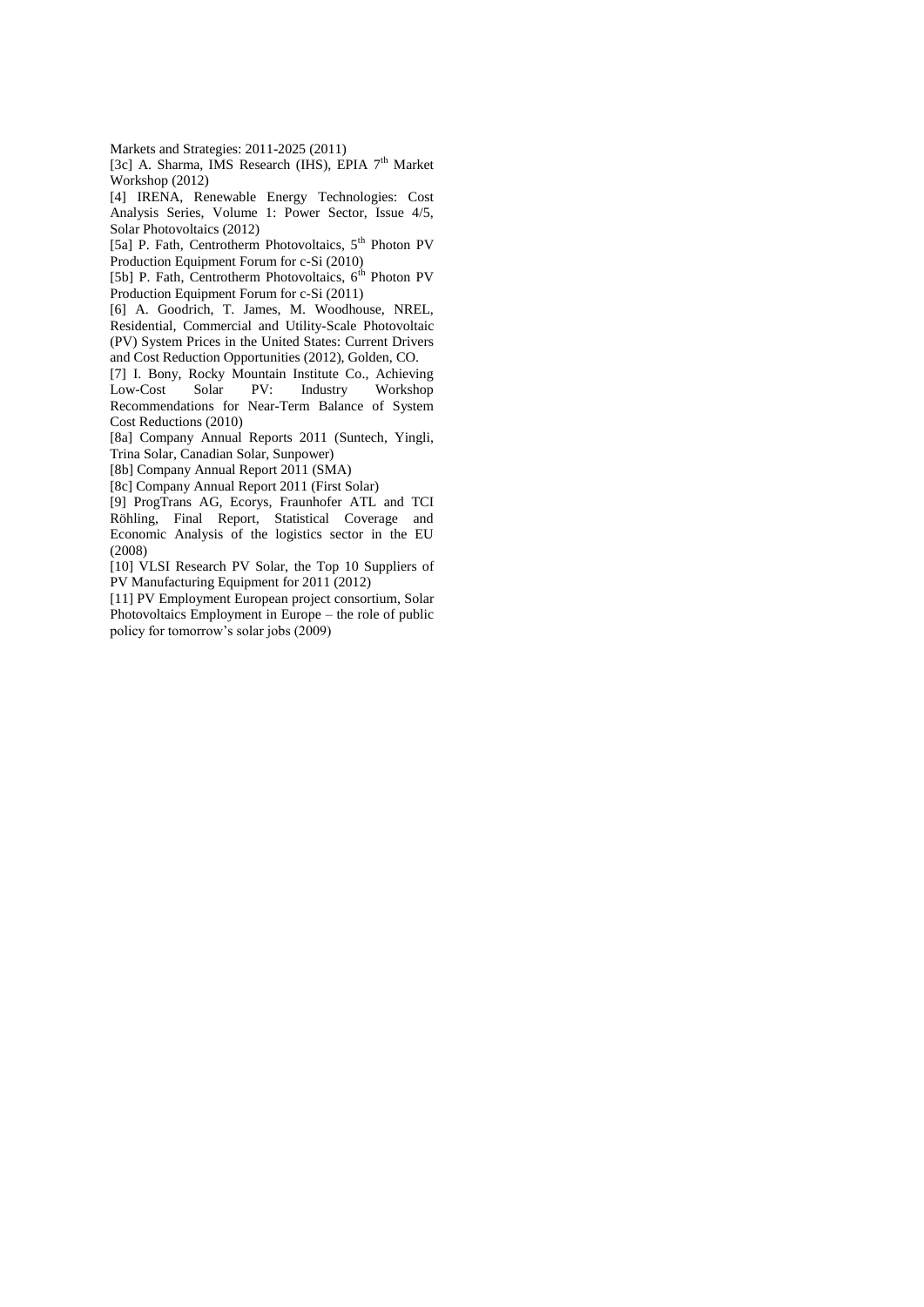Markets and Strategies: 2011-2025 (2011)

[3c] A. Sharma, IMS Research (IHS), EPIA 7th Market Workshop (2012)

[4] IRENA, Renewable Energy Technologies: Cost Analysis Series, Volume 1: Power Sector, Issue 4/5, Solar Photovoltaics (2012)

[5a] P. Fath, Centrotherm Photovoltaics, 5th Photon PV Production Equipment Forum for c-Si (2010)

[5b] P. Fath, Centrotherm Photovoltaics, 6th Photon PV Production Equipment Forum for c-Si (2011)

[6] A. Goodrich, T. James, M. Woodhouse, NREL, Residential, Commercial and Utility-Scale Photovoltaic (PV) System Prices in the United States: Current Drivers and Cost Reduction Opportunities (2012), Golden, CO.

[7] I. Bony, Rocky Mountain Institute Co., Achieving Low-Cost Solar PV: Industry Workshop Recommendations for Near-Term Balance of System Cost Reductions (2010)

[8a] Company Annual Reports 2011 (Suntech, Yingli, Trina Solar, Canadian Solar, Sunpower)

[8b] Company Annual Report 2011 (SMA)

[8c] Company Annual Report 2011 (First Solar)

[9] ProgTrans AG, Ecorys, Fraunhofer ATL and TCI Röhling, Final Report, Statistical Coverage and Economic Analysis of the logistics sector in the EU (2008)

[10] VLSI Research PV Solar, the Top 10 Suppliers of PV Manufacturing Equipment for 2011 (2012)

[11] PV Employment European project consortium, Solar Photovoltaics Employment in Europe – the role of public policy for tomorrow's solar jobs (2009)